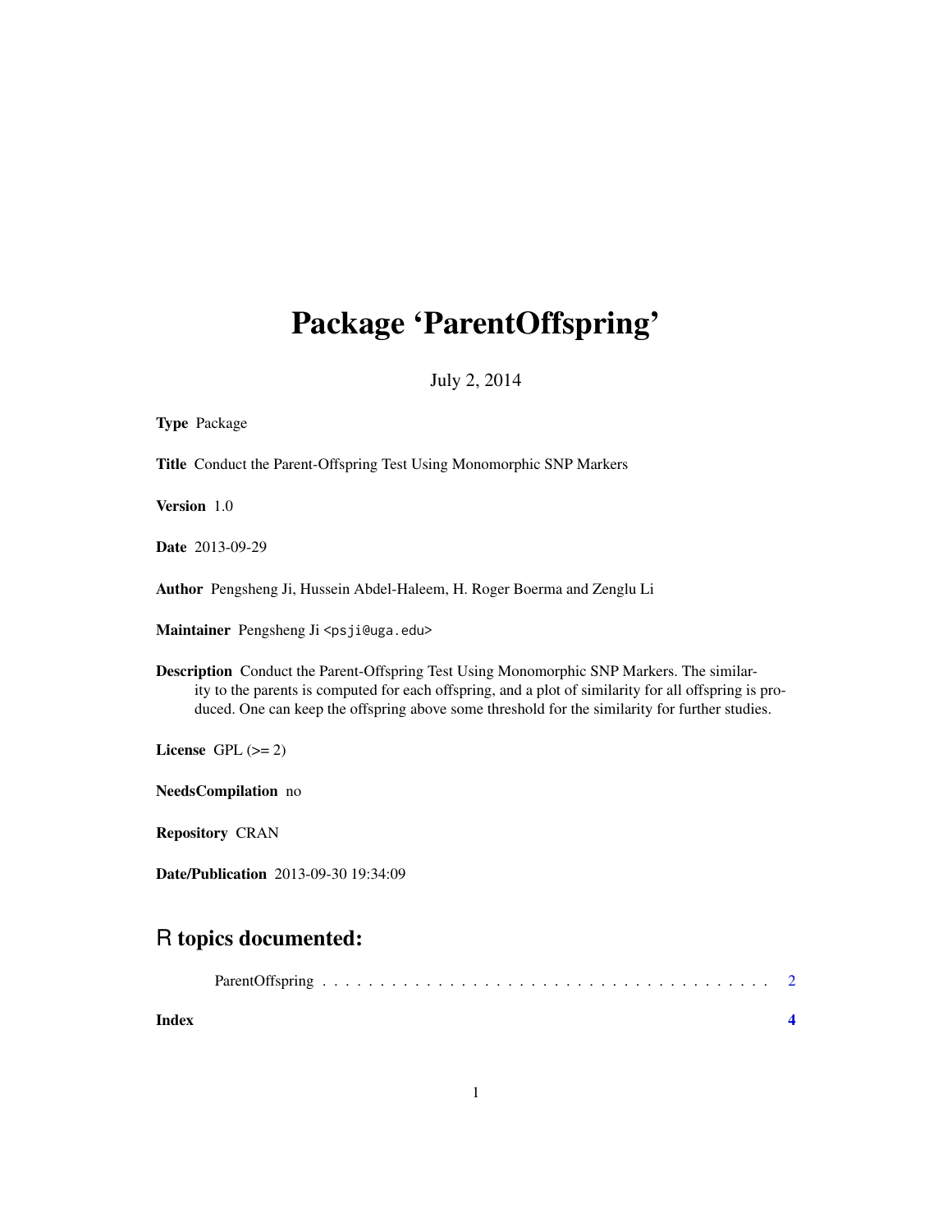# Package 'ParentOffspring'

July 2, 2014

**Type** Package

**Title** Conduct the Parent-Offspring Test Using Monomorphic SNP Markers

**Version** 1.0

**Date** 2013-09-29

**Author** Pengsheng Ji, Hussein Abdel-Haleem, H. Roger Boerma and Zenglu Li

**Maintainer** Pengsheng Ji <psji@uga.edu>

**Description** Conduct the Parent-Offspring Test Using Monomorphic SNP Markers. The similarity to the parents is computed for each offspring, and a plot of similarity for all offspring is produced. One can keep the offspring above some threshold for the similarity for further studies.

**License** GPL (>= 2)

**NeedsCompilation** no

**Repository** CRAN

**Date/Publication** 2013-09-30 19:34:09

## R topics documented:

ParentOffspring . . . . . . . . . . . . . . . . . . . . . . . . . . . . . . . . . . . . . . . . 2

**Index** **4**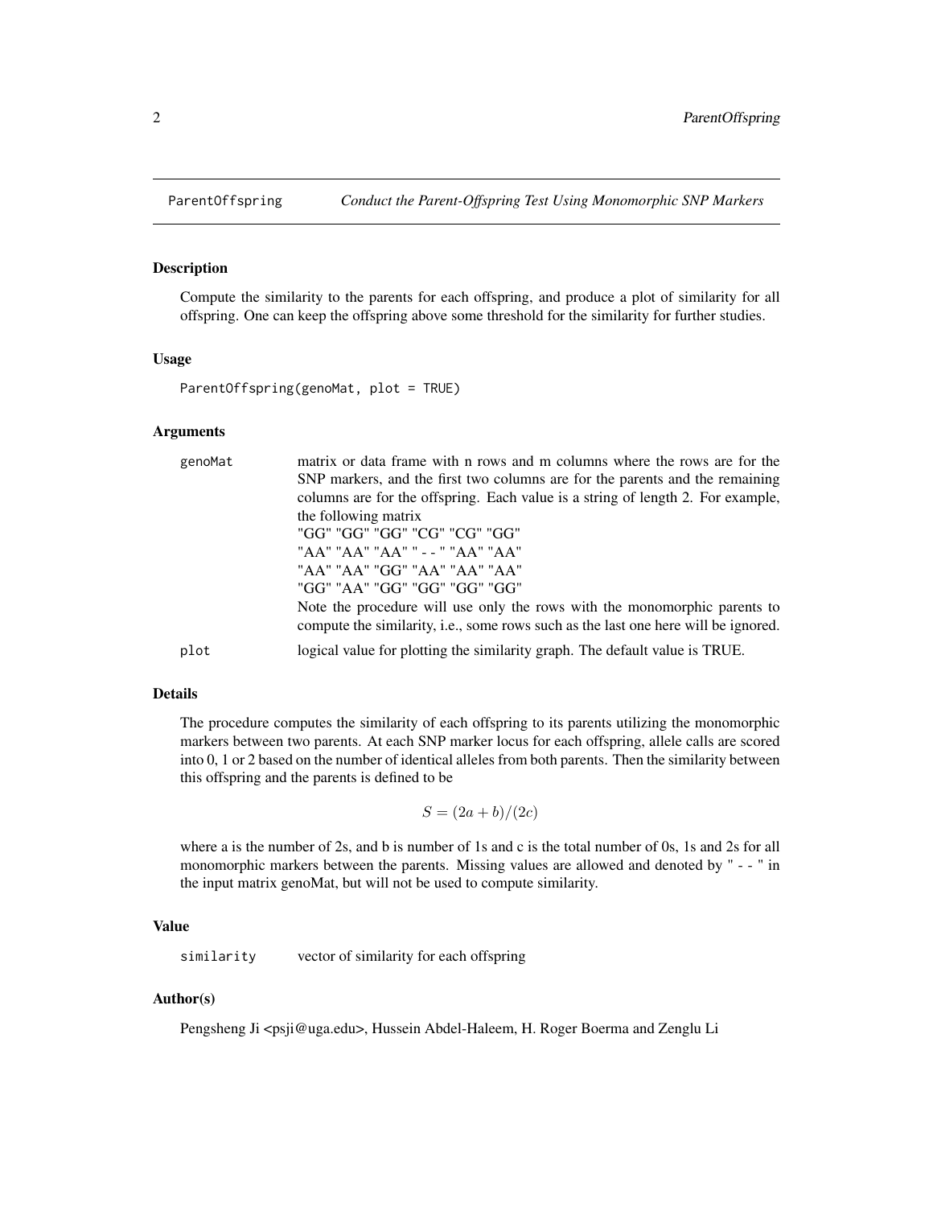## ParentOffspring — *Conduct the Parent-Offspring Test Using Monomorphic SNP Markers*

### Description

Compute the similarity to the parents for each offspring, and produce a plot of similarity for all offspring. One can keep the offspring above some threshold for the similarity for further studies.

### Usage

```
ParentOffspring(genoMat, plot = TRUE)
```

### Arguments

**genoMat** — matrix or data frame with n rows and m columns where the rows are for the SNP markers, and the first two columns are for the parents and the remaining columns are for the offspring. Each value is a string of length 2. For example, the following matrix

"GG" "GG" "GG" "CG" "CG" "GG"
"AA" "AA" "AA" " - - " "AA" "AA"
"AA" "AA" "GG" "AA" "AA" "AA"
"GG" "AA" "GG" "GG" "GG" "GG"

Note the procedure will use only the rows with the monomorphic parents to compute the similarity, i.e., some rows such as the last one here will be ignored.

**plot** — logical value for plotting the similarity graph. The default value is TRUE.

### Details

The procedure computes the similarity of each offspring to its parents utilizing the monomorphic markers between two parents. At each SNP marker locus for each offspring, allele calls are scored into 0, 1 or 2 based on the number of identical alleles from both parents. Then the similarity between this offspring and the parents is defined to be

$$S = (2a + b)/(2c)$$

where a is the number of 2s, and b is number of 1s and c is the total number of 0s, 1s and 2s for all monomorphic markers between the parents. Missing values are allowed and denoted by " - - " in the input matrix genoMat, but will not be used to compute similarity.

### Value

**similarity** — vector of similarity for each offspring

### Author(s)

Pengsheng Ji <psji@uga.edu>, Hussein Abdel-Haleem, H. Roger Boerma and Zenglu Li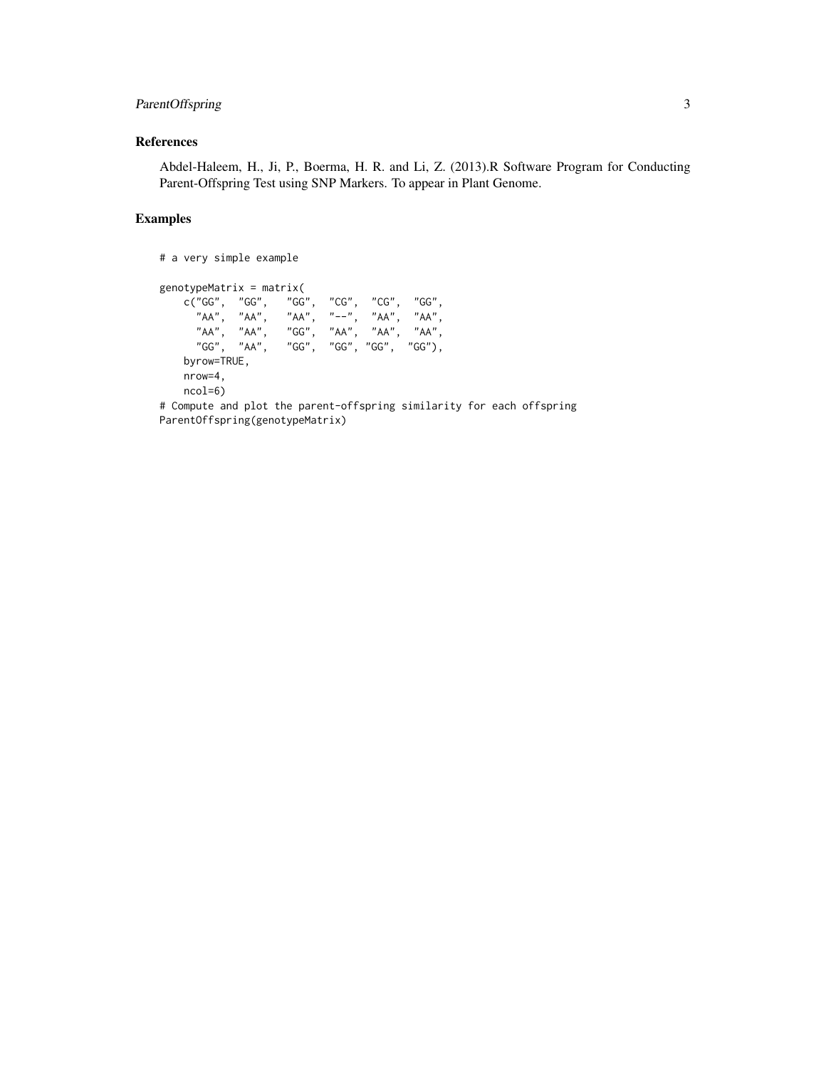## References

Abdel-Haleem, H., Ji, P., Boerma, H. R. and Li, Z. (2013).R Software Program for Conducting Parent-Offspring Test using SNP Markers. To appear in Plant Genome.

## Examples

```
# a very simple example

genotypeMatrix = matrix(
    c("GG",  "GG",   "GG",  "CG",  "CG",  "GG",
      "AA",  "AA",   "AA",  "--",  "AA",  "AA",
      "AA",  "AA",   "GG",  "AA",  "AA",  "AA",
      "GG",  "AA",   "GG",  "GG", "GG",  "GG"),
    byrow=TRUE,
    nrow=4,
    ncol=6)
# Compute and plot the parent-offspring similarity for each offspring
ParentOffspring(genotypeMatrix)
```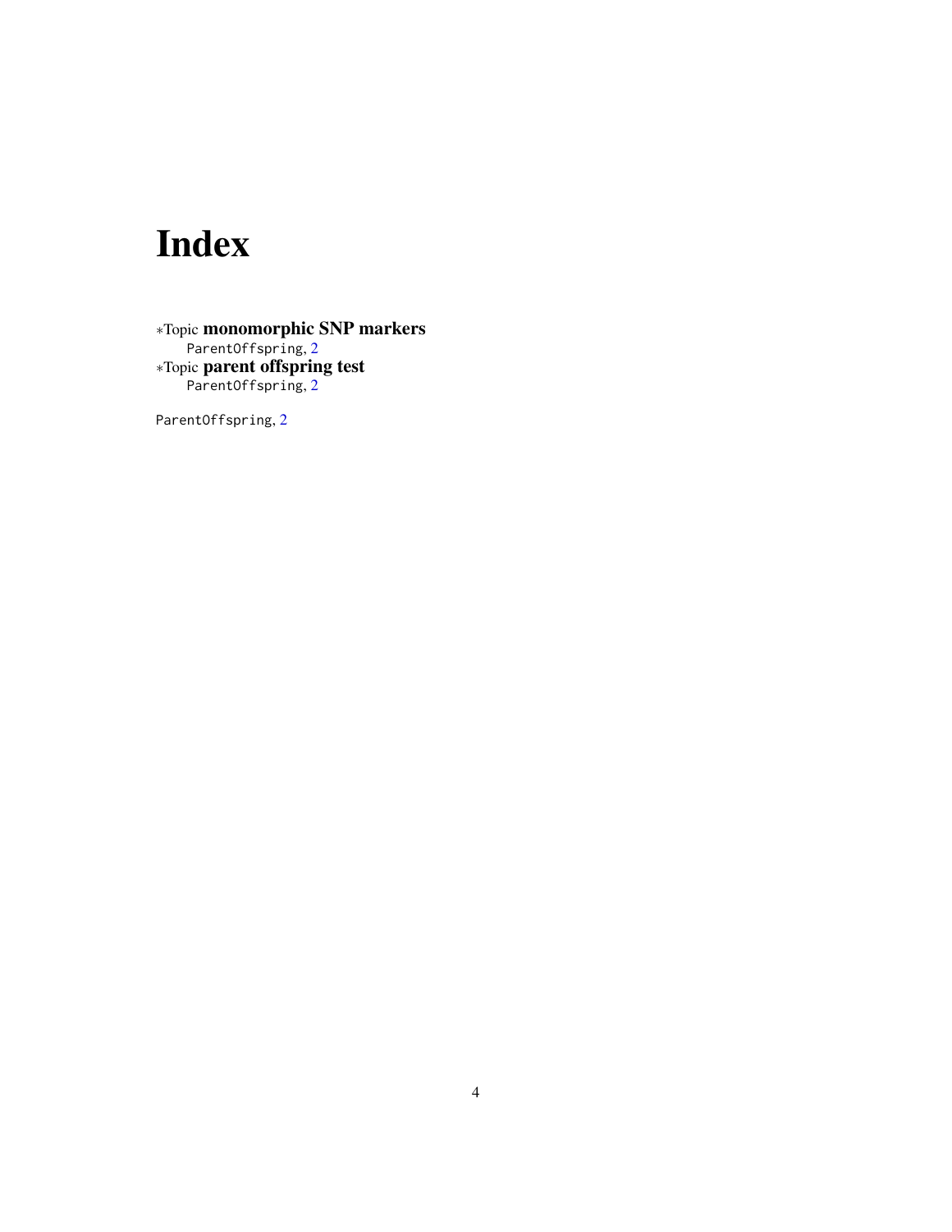# Index

*Topic **monomorphic SNP markers**
    `ParentOffspring`, 2
*Topic **parent offspring test**
    `ParentOffspring`, 2

`ParentOffspring`, 2